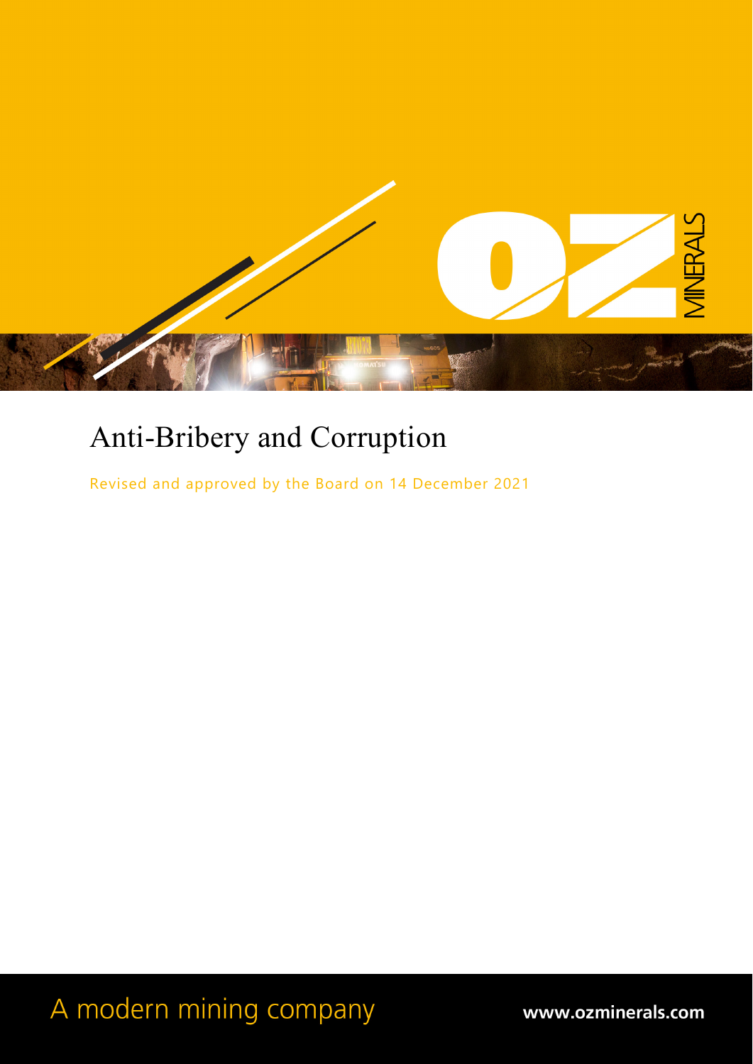# Anti-Bribery and Corruption

Revised and approved by the Board on 14 December 2021

A modern mining company

www.ozminerals.com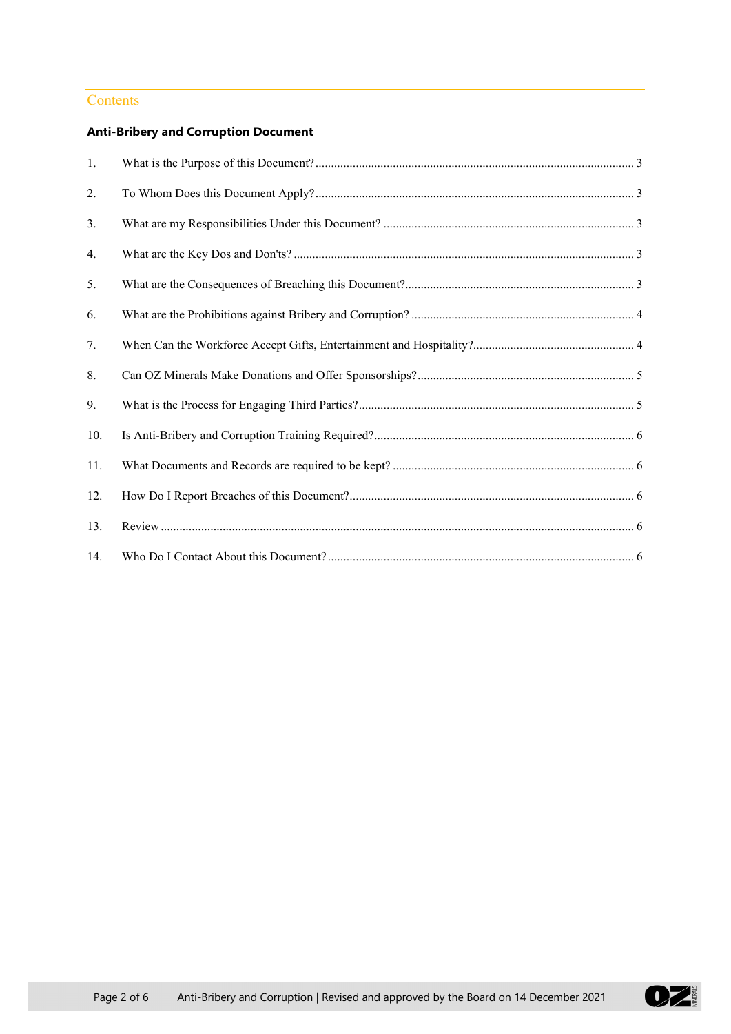## Contents

**Anti-Bribery and Corruption Document**

1. What is the Purpose of this Document? ..... 3
2. To Whom Does this Document Apply? ..... 3
3. What are my Responsibilities Under this Document? ..... 3
4. What are the Key Dos and Don'ts? ..... 3
5. What are the Consequences of Breaching this Document? ..... 3
6. What are the Prohibitions against Bribery and Corruption? ..... 4
7. When Can the Workforce Accept Gifts, Entertainment and Hospitality? ..... 4
8. Can OZ Minerals Make Donations and Offer Sponsorships? ..... 5
9. What is the Process for Engaging Third Parties? ..... 5
10. Is Anti-Bribery and Corruption Training Required? ..... 6
11. What Documents and Records are required to be kept? ..... 6
12. How Do I Report Breaches of this Document? ..... 6
13. Review ..... 6
14. Who Do I Contact About this Document? ..... 6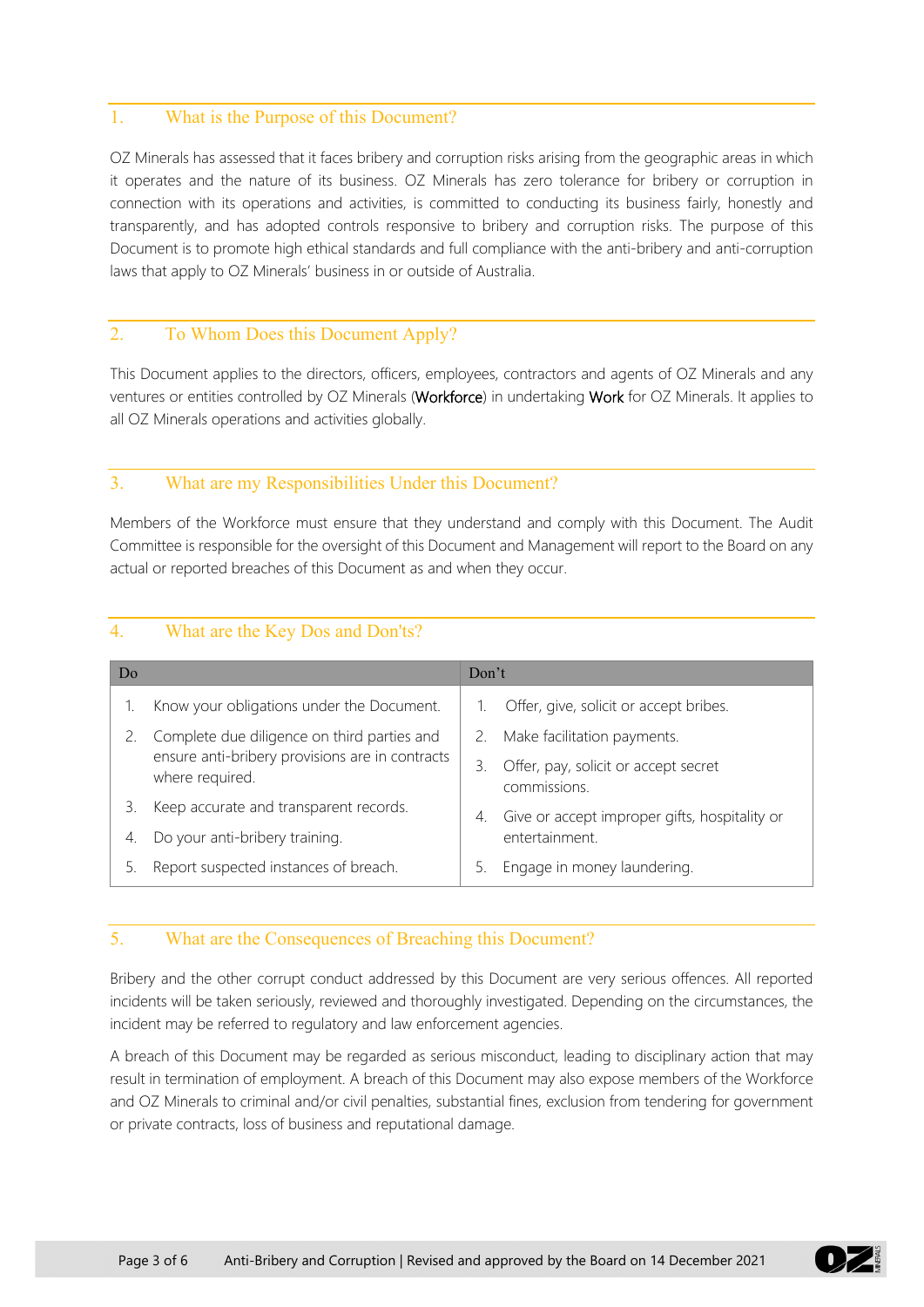## 1. What is the Purpose of this Document?

OZ Minerals has assessed that it faces bribery and corruption risks arising from the geographic areas in which it operates and the nature of its business. OZ Minerals has zero tolerance for bribery or corruption in connection with its operations and activities, is committed to conducting its business fairly, honestly and transparently, and has adopted controls responsive to bribery and corruption risks. The purpose of this Document is to promote high ethical standards and full compliance with the anti-bribery and anti-corruption laws that apply to OZ Minerals' business in or outside of Australia.

## 2. To Whom Does this Document Apply?

This Document applies to the directors, officers, employees, contractors and agents of OZ Minerals and any ventures or entities controlled by OZ Minerals (**Workforce**) in undertaking **Work** for OZ Minerals. It applies to all OZ Minerals operations and activities globally.

## 3. What are my Responsibilities Under this Document?

Members of the Workforce must ensure that they understand and comply with this Document. The Audit Committee is responsible for the oversight of this Document and Management will report to the Board on any actual or reported breaches of this Document as and when they occur.

## 4. What are the Key Dos and Don'ts?

| Do | Don't |
|---|---|
| 1. Know your obligations under the Document. | 1. Offer, give, solicit or accept bribes. |
| 2. Complete due diligence on third parties and ensure anti-bribery provisions are in contracts where required. | 2. Make facilitation payments. |
| 3. Keep accurate and transparent records. | 3. Offer, pay, solicit or accept secret commissions. |
| 4. Do your anti-bribery training. | 4. Give or accept improper gifts, hospitality or entertainment. |
| 5. Report suspected instances of breach. | 5. Engage in money laundering. |

## 5. What are the Consequences of Breaching this Document?

Bribery and the other corrupt conduct addressed by this Document are very serious offences. All reported incidents will be taken seriously, reviewed and thoroughly investigated. Depending on the circumstances, the incident may be referred to regulatory and law enforcement agencies.

A breach of this Document may be regarded as serious misconduct, leading to disciplinary action that may result in termination of employment. A breach of this Document may also expose members of the Workforce and OZ Minerals to criminal and/or civil penalties, substantial fines, exclusion from tendering for government or private contracts, loss of business and reputational damage.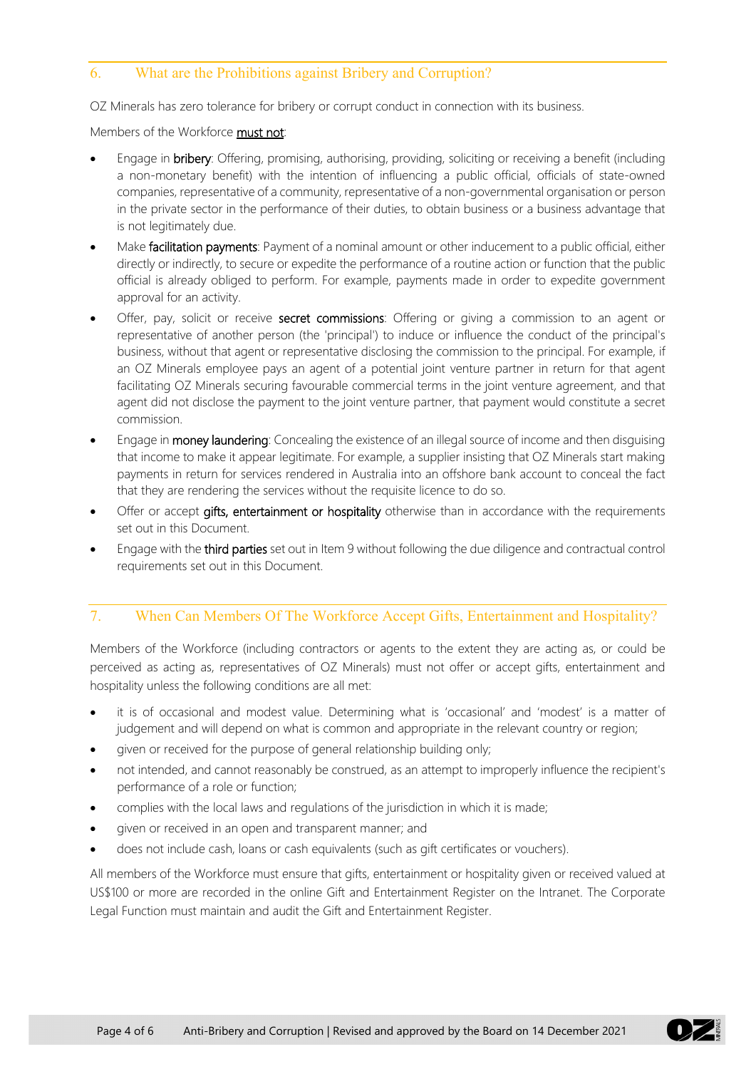## 6. What are the Prohibitions against Bribery and Corruption?

OZ Minerals has zero tolerance for bribery or corrupt conduct in connection with its business.

Members of the Workforce <u>must not</u>:

- Engage in **bribery**: Offering, promising, authorising, providing, soliciting or receiving a benefit (including a non-monetary benefit) with the intention of influencing a public official, officials of state-owned companies, representative of a community, representative of a non-governmental organisation or person in the private sector in the performance of their duties, to obtain business or a business advantage that is not legitimately due.
- Make **facilitation payments**: Payment of a nominal amount or other inducement to a public official, either directly or indirectly, to secure or expedite the performance of a routine action or function that the public official is already obliged to perform. For example, payments made in order to expedite government approval for an activity.
- Offer, pay, solicit or receive **secret commissions**: Offering or giving a commission to an agent or representative of another person (the 'principal') to induce or influence the conduct of the principal's business, without that agent or representative disclosing the commission to the principal. For example, if an OZ Minerals employee pays an agent of a potential joint venture partner in return for that agent facilitating OZ Minerals securing favourable commercial terms in the joint venture agreement, and that agent did not disclose the payment to the joint venture partner, that payment would constitute a secret commission.
- Engage in **money laundering**: Concealing the existence of an illegal source of income and then disguising that income to make it appear legitimate. For example, a supplier insisting that OZ Minerals start making payments in return for services rendered in Australia into an offshore bank account to conceal the fact that they are rendering the services without the requisite licence to do so.
- Offer or accept **gifts, entertainment or hospitality** otherwise than in accordance with the requirements set out in this Document.
- Engage with the **third parties** set out in Item 9 without following the due diligence and contractual control requirements set out in this Document.

## 7. When Can Members Of The Workforce Accept Gifts, Entertainment and Hospitality?

Members of the Workforce (including contractors or agents to the extent they are acting as, or could be perceived as acting as, representatives of OZ Minerals) must not offer or accept gifts, entertainment and hospitality unless the following conditions are all met:

- it is of occasional and modest value. Determining what is 'occasional' and 'modest' is a matter of judgement and will depend on what is common and appropriate in the relevant country or region;
- given or received for the purpose of general relationship building only;
- not intended, and cannot reasonably be construed, as an attempt to improperly influence the recipient's performance of a role or function;
- complies with the local laws and regulations of the jurisdiction in which it is made;
- given or received in an open and transparent manner; and
- does not include cash, loans or cash equivalents (such as gift certificates or vouchers).

All members of the Workforce must ensure that gifts, entertainment or hospitality given or received valued at US$100 or more are recorded in the online Gift and Entertainment Register on the Intranet. The Corporate Legal Function must maintain and audit the Gift and Entertainment Register.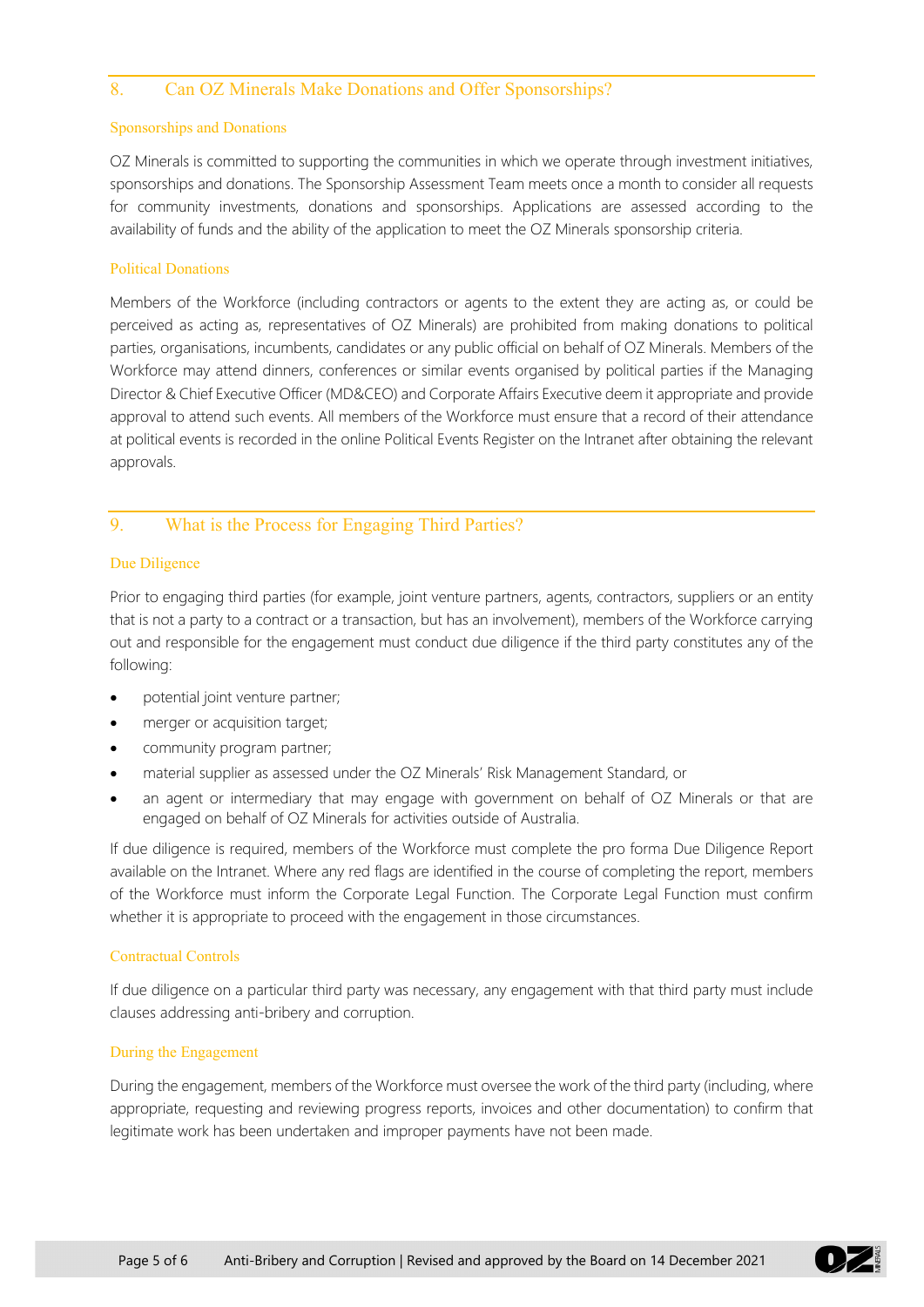## 8. Can OZ Minerals Make Donations and Offer Sponsorships?

### Sponsorships and Donations

OZ Minerals is committed to supporting the communities in which we operate through investment initiatives, sponsorships and donations. The Sponsorship Assessment Team meets once a month to consider all requests for community investments, donations and sponsorships. Applications are assessed according to the availability of funds and the ability of the application to meet the OZ Minerals sponsorship criteria.

### Political Donations

Members of the Workforce (including contractors or agents to the extent they are acting as, or could be perceived as acting as, representatives of OZ Minerals) are prohibited from making donations to political parties, organisations, incumbents, candidates or any public official on behalf of OZ Minerals. Members of the Workforce may attend dinners, conferences or similar events organised by political parties if the Managing Director & Chief Executive Officer (MD&CEO) and Corporate Affairs Executive deem it appropriate and provide approval to attend such events. All members of the Workforce must ensure that a record of their attendance at political events is recorded in the online Political Events Register on the Intranet after obtaining the relevant approvals.

## 9. What is the Process for Engaging Third Parties?

### Due Diligence

Prior to engaging third parties (for example, joint venture partners, agents, contractors, suppliers or an entity that is not a party to a contract or a transaction, but has an involvement), members of the Workforce carrying out and responsible for the engagement must conduct due diligence if the third party constitutes any of the following:

- potential joint venture partner;
- merger or acquisition target;
- community program partner;
- material supplier as assessed under the OZ Minerals' Risk Management Standard, or
- an agent or intermediary that may engage with government on behalf of OZ Minerals or that are engaged on behalf of OZ Minerals for activities outside of Australia.

If due diligence is required, members of the Workforce must complete the pro forma Due Diligence Report available on the Intranet. Where any red flags are identified in the course of completing the report, members of the Workforce must inform the Corporate Legal Function. The Corporate Legal Function must confirm whether it is appropriate to proceed with the engagement in those circumstances.

### Contractual Controls

If due diligence on a particular third party was necessary, any engagement with that third party must include clauses addressing anti-bribery and corruption.

### During the Engagement

During the engagement, members of the Workforce must oversee the work of the third party (including, where appropriate, requesting and reviewing progress reports, invoices and other documentation) to confirm that legitimate work has been undertaken and improper payments have not been made.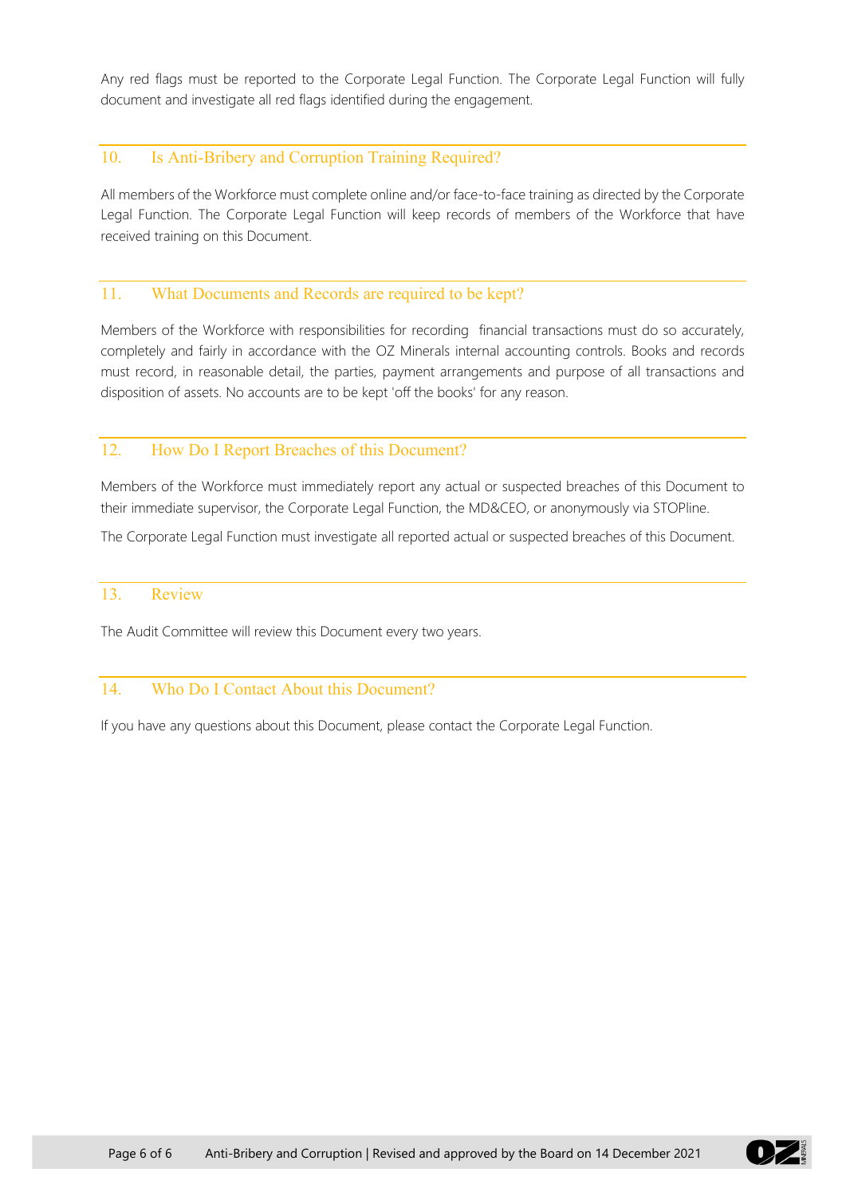Any red flags must be reported to the Corporate Legal Function. The Corporate Legal Function will fully document and investigate all red flags identified during the engagement.

## 10. Is Anti-Bribery and Corruption Training Required?

All members of the Workforce must complete online and/or face-to-face training as directed by the Corporate Legal Function. The Corporate Legal Function will keep records of members of the Workforce that have received training on this Document.

## 11. What Documents and Records are required to be kept?

Members of the Workforce with responsibilities for recording financial transactions must do so accurately, completely and fairly in accordance with the OZ Minerals internal accounting controls. Books and records must record, in reasonable detail, the parties, payment arrangements and purpose of all transactions and disposition of assets. No accounts are to be kept 'off the books' for any reason.

## 12. How Do I Report Breaches of this Document?

Members of the Workforce must immediately report any actual or suspected breaches of this Document to their immediate supervisor, the Corporate Legal Function, the MD&CEO, or anonymously via STOPline.

The Corporate Legal Function must investigate all reported actual or suspected breaches of this Document.

## 13. Review

The Audit Committee will review this Document every two years.

## 14. Who Do I Contact About this Document?

If you have any questions about this Document, please contact the Corporate Legal Function.